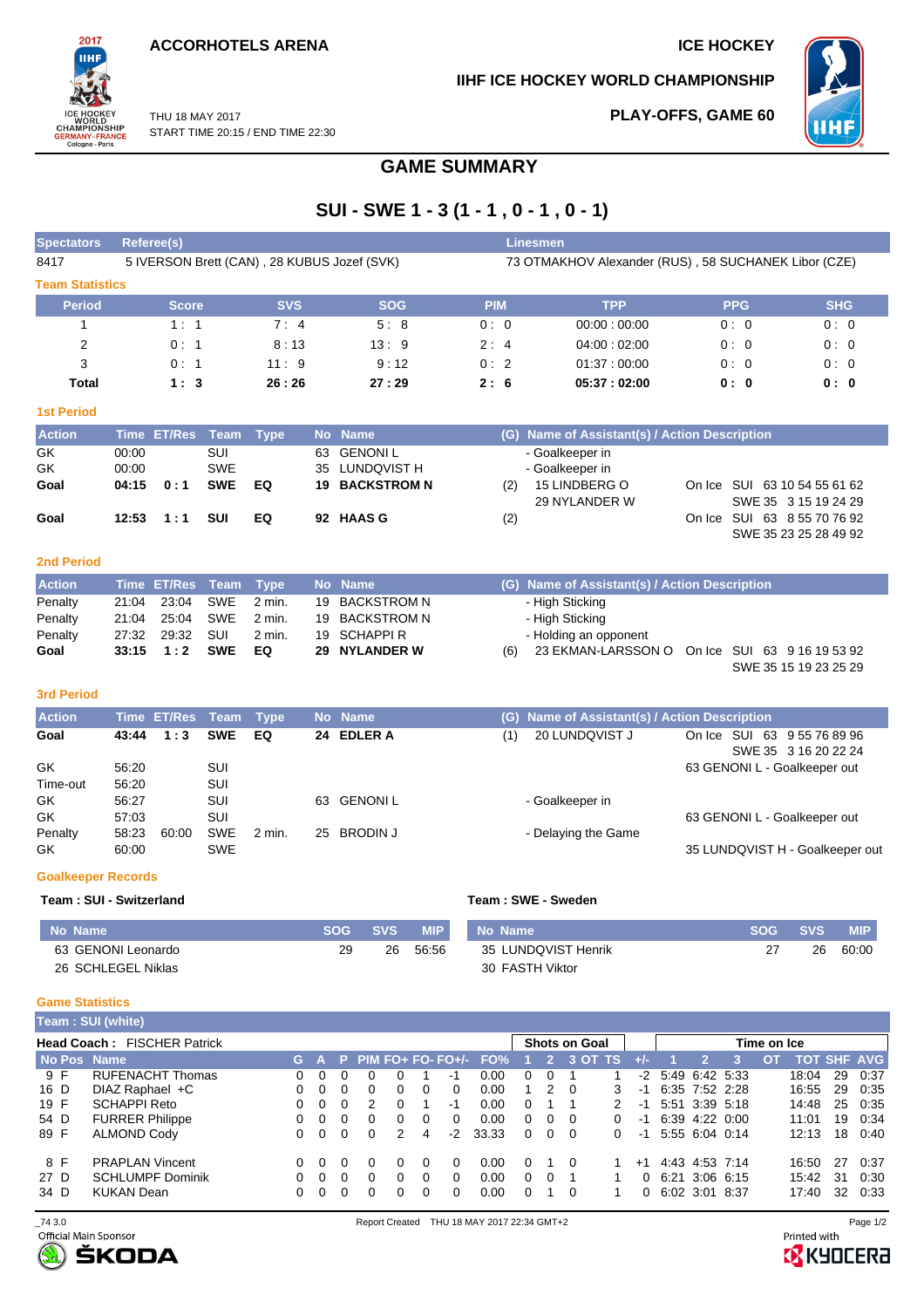ACCORHOTELS ARENA

ICE HOCKEY

IIHF ICE HOCKEY WORLD CHAMPIONSHIP

THU 18 MAY 2017
START TIME 20:15 / END TIME 22:30

PLAY-OFFS, GAME 60

# GAME SUMMARY

## SUI - SWE 1 - 3 (1 - 1 , 0 - 1 , 0 - 1)

| Spectators | Referee(s) | Linesmen |
|---|---|---|
| 8417 | 5 IVERSON Brett (CAN) , 28 KUBUS Jozef (SVK) | 73 OTMAKHOV Alexander (RUS) , 58 SUCHANEK Libor (CZE) |

### Team Statistics

| Period | Score | SVS | SOG | PIM | TPP | PPG | SHG |
|---|---|---|---|---|---|---|---|
| 1 | 1 : 1 | 7 : 4 | 5 : 8 | 0 : 0 | 00:00 : 00:00 | 0 : 0 | 0 : 0 |
| 2 | 0 : 1 | 8 : 13 | 13 : 9 | 2 : 4 | 04:00 : 02:00 | 0 : 0 | 0 : 0 |
| 3 | 0 : 1 | 11 : 9 | 9 : 12 | 0 : 2 | 01:37 : 00:00 | 0 : 0 | 0 : 0 |
| **Total** | **1 : 3** | **26 : 26** | **27 : 29** | **2 : 6** | **05:37 : 02:00** | **0 : 0** | **0 : 0** |

### 1st Period

| Action | Time | ET/Res | Team | Type | No | Name | (G) | Name of Assistant(s) / Action Description | |
|---|---|---|---|---|---|---|---|---|---|
| GK | 00:00 | | SUI | | 63 | GENONI L | | - Goalkeeper in | |
| GK | 00:00 | | SWE | | 35 | LUNDQVIST H | | - Goalkeeper in | |
| **Goal** | **04:15** | **0 : 1** | **SWE** | **EQ** | **19** | **BACKSTROM N** | (2) | 15 LINDBERG O<br>29 NYLANDER W | On Ice SUI 63 10 54 55 61 62<br>SWE 35 3 15 19 24 29 |
| **Goal** | **12:53** | **1 : 1** | **SUI** | **EQ** | **92** | **HAAS G** | (2) | | On Ice SUI 63 8 55 70 76 92<br>SWE 35 23 25 28 49 92 |

### 2nd Period

| Action | Time | ET/Res | Team | Type | No | Name | (G) | Name of Assistant(s) / Action Description | |
|---|---|---|---|---|---|---|---|---|---|
| Penalty | 21:04 | 23:04 | SWE | 2 min. | 19 | BACKSTROM N | | - High Sticking | |
| Penalty | 21:04 | 25:04 | SWE | 2 min. | 19 | BACKSTROM N | | - High Sticking | |
| Penalty | 27:32 | 29:32 | SUI | 2 min. | 19 | SCHAPPI R | | - Holding an opponent | |
| **Goal** | **33:15** | **1 : 2** | **SWE** | **EQ** | **29** | **NYLANDER W** | (6) | 23 EKMAN-LARSSON O | On Ice SUI 63 9 16 19 53 92<br>SWE 35 15 19 23 25 29 |

### 3rd Period

| Action | Time | ET/Res | Team | Type | No | Name | (G) | Name of Assistant(s) / Action Description | |
|---|---|---|---|---|---|---|---|---|---|
| **Goal** | **43:44** | **1 : 3** | **SWE** | **EQ** | **24** | **EDLER A** | (1) | 20 LUNDQVIST J | On Ice SUI 63 9 55 76 89 96<br>SWE 35 3 16 20 22 24 |
| GK | 56:20 | | SUI | | | | | | 63 GENONI L - Goalkeeper out |
| Time-out | 56:20 | | SUI | | | | | | |
| GK | 56:27 | | SUI | | 63 | GENONI L | | - Goalkeeper in | |
| GK | 57:03 | | SUI | | | | | | 63 GENONI L - Goalkeeper out |
| Penalty | 58:23 | 60:00 | SWE | 2 min. | 25 | BRODIN J | | - Delaying the Game | |
| GK | 60:00 | | SWE | | | | | | 35 LUNDQVIST H - Goalkeeper out |

### Goalkeeper Records

**Team : SUI - Switzerland**

| No | Name | SOG | SVS | MIP |
|---|---|---|---|---|
| 63 | GENONI Leonardo | 29 | 26 | 56:56 |
| 26 | SCHLEGEL Niklas | | | |

**Team : SWE - Sweden**

| No | Name | SOG | SVS | MIP |
|---|---|---|---|---|
| 35 | LUNDQVIST Henrik | 27 | 26 | 60:00 |
| 30 | FASTH Viktor | | | |

### Game Statistics

**Team : SUI (white)**

**Head Coach :** FISCHER Patrick

| No | Pos | Name | G | A | P | PIM | FO+ | FO- | FO+/- | FO% | SOG 1 | SOG 2 | SOG 3 | SOG OT | SOG TS | +/- | TOI 1 | TOI 2 | TOI 3 | TOI OT | TOT | SHF | AVG |
|---|---|---|---|---|---|---|---|---|---|---|---|---|---|---|---|---|---|---|---|---|---|---|---|
| 9 | F | RUFENACHT Thomas | 0 | 0 | 0 | 0 | 0 | 1 | -1 | 0.00 | 0 | 0 | 1 | | 1 | -2 | 5:49 | 6:42 | 5:33 | | 18:04 | 29 | 0:37 |
| 16 | D | DIAZ Raphael +C | 0 | 0 | 0 | 0 | 0 | 0 | 0 | 0.00 | 1 | 2 | 0 | | 3 | -1 | 6:35 | 7:52 | 2:28 | | 16:55 | 29 | 0:35 |
| 19 | F | SCHAPPI Reto | 0 | 0 | 0 | 2 | 0 | 1 | -1 | 0.00 | 0 | 1 | 1 | | 2 | -1 | 5:51 | 3:39 | 5:18 | | 14:48 | 25 | 0:35 |
| 54 | D | FURRER Philippe | 0 | 0 | 0 | 0 | 0 | 0 | 0 | 0.00 | 0 | 0 | 0 | | 0 | -1 | 6:39 | 4:22 | 0:00 | | 11:01 | 19 | 0:34 |
| 89 | F | ALMOND Cody | 0 | 0 | 0 | 0 | 2 | 4 | -2 | 33.33 | 0 | 0 | 0 | | 0 | -1 | 5:55 | 6:04 | 0:14 | | 12:13 | 18 | 0:40 |
| 8 | F | PRAPLAN Vincent | 0 | 0 | 0 | 0 | 0 | 0 | 0 | 0.00 | 0 | 1 | 0 | | 1 | +1 | 4:43 | 4:53 | 7:14 | | 16:50 | 27 | 0:37 |
| 27 | D | SCHLUMPF Dominik | 0 | 0 | 0 | 0 | 0 | 0 | 0 | 0.00 | 0 | 0 | 1 | | 1 | 0 | 6:21 | 3:06 | 6:15 | | 15:42 | 31 | 0:30 |
| 34 | D | KUKAN Dean | 0 | 0 | 0 | 0 | 0 | 0 | 0 | 0.00 | 0 | 1 | 0 | | 1 | 0 | 6:02 | 3:01 | 8:37 | | 17:40 | 32 | 0:33 |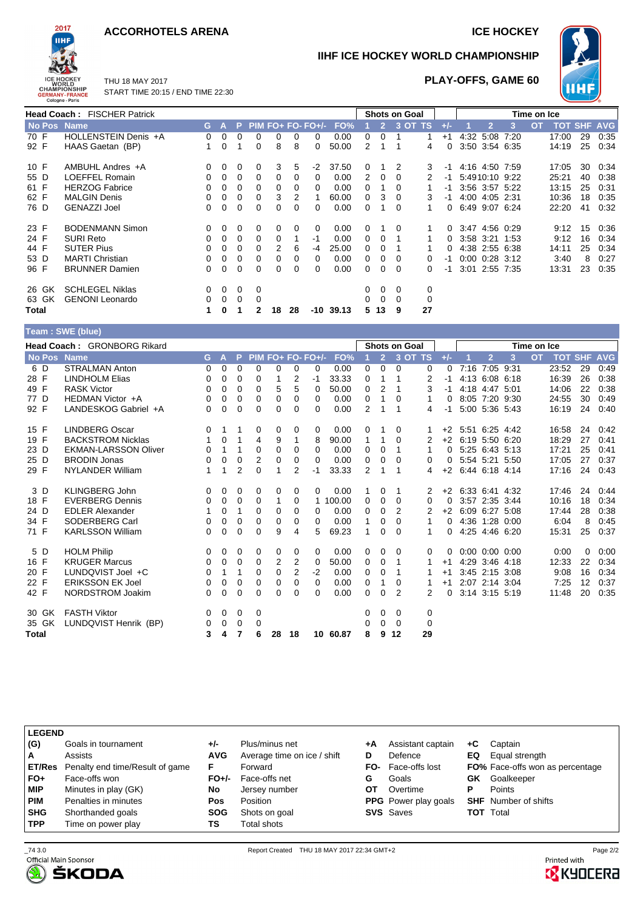**ACCORHOTELS ARENA**

**ICE HOCKEY**

**IIHF ICE HOCKEY WORLD CHAMPIONSHIP**

THU 18 MAY 2017
START TIME 20:15 / END TIME 22:30

**PLAY-OFFS, GAME 60**

**Head Coach :** FISCHER Patrick

| No | Pos | Name | G | A | P | PIM | FO+ | FO- | FO+/- | FO% | Shots 1 | Shots 2 | Shots 3 | Shots OT | Shots TS | +/- | TOI 1 | TOI 2 | TOI 3 | TOI OT | TOT | SHF | AVG |
|---|---|---|---|---|---|---|---|---|---|---|---|---|---|---|---|---|---|---|---|---|---|---|---|
| 70 | F | HOLLENSTEIN Denis +A | 0 | 0 | 0 | 0 | 0 | 0 | 0 | 0.00 | 0 | 0 | 1 | | 1 | +1 | 4:32 | 5:08 | 7:20 | | 17:00 | 29 | 0:35 |
| 92 | F | HAAS Gaetan (BP) | 1 | 0 | 1 | 0 | 8 | 8 | 0 | 50.00 | 2 | 1 | 1 | | 4 | 0 | 3:50 | 3:54 | 6:35 | | 14:19 | 25 | 0:34 |
| 10 | F | AMBUHL Andres +A | 0 | 0 | 0 | 0 | 3 | 5 | -2 | 37.50 | 0 | 1 | 2 | | 3 | -1 | 4:16 | 4:50 | 7:59 | | 17:05 | 30 | 0:34 |
| 55 | D | LOEFFEL Romain | 0 | 0 | 0 | 0 | 0 | 0 | 0 | 0.00 | 2 | 0 | 0 | | 2 | -1 | 5:49 | 10:10 | 9:22 | | 25:21 | 40 | 0:38 |
| 61 | F | HERZOG Fabrice | 0 | 0 | 0 | 0 | 0 | 0 | 0 | 0.00 | 0 | 1 | 0 | | 1 | -1 | 3:56 | 3:57 | 5:22 | | 13:15 | 25 | 0:31 |
| 62 | F | MALGIN Denis | 0 | 0 | 0 | 0 | 3 | 2 | 1 | 60.00 | 0 | 3 | 0 | | 3 | -1 | 4:00 | 4:05 | 2:31 | | 10:36 | 18 | 0:35 |
| 76 | D | GENAZZI Joel | 0 | 0 | 0 | 0 | 0 | 0 | 0 | 0.00 | 0 | 1 | 0 | | 1 | 0 | 6:49 | 9:07 | 6:24 | | 22:20 | 41 | 0:32 |
| 23 | F | BODENMANN Simon | 0 | 0 | 0 | 0 | 0 | 0 | 0 | 0.00 | 0 | 1 | 0 | | 1 | 0 | 3:47 | 4:56 | 0:29 | | 9:12 | 15 | 0:36 |
| 24 | F | SURI Reto | 0 | 0 | 0 | 0 | 0 | 1 | -1 | 0.00 | 0 | 0 | 1 | | 1 | 0 | 3:58 | 3:21 | 1:53 | | 9:12 | 16 | 0:34 |
| 44 | F | SUTER Pius | 0 | 0 | 0 | 0 | 2 | 6 | -4 | 25.00 | 0 | 0 | 1 | | 1 | 0 | 4:38 | 2:55 | 6:38 | | 14:11 | 25 | 0:34 |
| 53 | D | MARTI Christian | 0 | 0 | 0 | 2 | 0 | 0 | 0 | 0.00 | 0 | 0 | 0 | | 0 | -1 | 0:00 | 0:28 | 3:12 | | 3:40 | 8 | 0:27 |
| 96 | F | BRUNNER Damien | 0 | 0 | 0 | 0 | 0 | 0 | 0 | 0.00 | 0 | 0 | 0 | | 0 | -1 | 3:01 | 2:55 | 7:35 | | 13:31 | 23 | 0:35 |
| 26 | GK | SCHLEGEL Niklas | 0 | 0 | 0 | 0 | | | | | 0 | 0 | 0 | | 0 | | | | | | | | |
| 63 | GK | GENONI Leonardo | 0 | 0 | 0 | 0 | | | | | 0 | 0 | 0 | | 0 | | | | | | | | |
| **Total** | | | **1** | **0** | **1** | **2** | **18** | **28** | **-10** | **39.13** | **5** | **13** | **9** | | **27** | | | | | | | | |

**Team : SWE (blue)**

**Head Coach :** GRONBORG Rikard

| No | Pos | Name | G | A | P | PIM | FO+ | FO- | FO+/- | FO% | Shots 1 | Shots 2 | Shots 3 | Shots OT | Shots TS | +/- | TOI 1 | TOI 2 | TOI 3 | TOI OT | TOT | SHF | AVG |
|---|---|---|---|---|---|---|---|---|---|---|---|---|---|---|---|---|---|---|---|---|---|---|---|
| 6 | D | STRALMAN Anton | 0 | 0 | 0 | 0 | 0 | 0 | 0 | 0.00 | 0 | 0 | 0 | | 0 | 0 | 7:16 | 7:05 | 9:31 | | 23:52 | 29 | 0:49 |
| 28 | F | LINDHOLM Elias | 0 | 0 | 0 | 0 | 1 | 2 | -1 | 33.33 | 0 | 1 | 1 | | 2 | -1 | 4:13 | 6:08 | 6:18 | | 16:39 | 26 | 0:38 |
| 49 | F | RASK Victor | 0 | 0 | 0 | 0 | 5 | 5 | 0 | 50.00 | 0 | 2 | 1 | | 3 | -1 | 4:18 | 4:47 | 5:01 | | 14:06 | 22 | 0:38 |
| 77 | D | HEDMAN Victor +A | 0 | 0 | 0 | 0 | 0 | 0 | 0 | 0.00 | 0 | 1 | 0 | | 1 | 0 | 8:05 | 7:20 | 9:30 | | 24:55 | 30 | 0:49 |
| 92 | F | LANDESKOG Gabriel +A | 0 | 0 | 0 | 0 | 0 | 0 | 0 | 0.00 | 2 | 1 | 1 | | 4 | -1 | 5:00 | 5:36 | 5:43 | | 16:19 | 24 | 0:40 |
| 15 | F | LINDBERG Oscar | 0 | 1 | 1 | 0 | 0 | 0 | 0 | 0.00 | 0 | 1 | 0 | | 1 | +2 | 5:51 | 6:25 | 4:42 | | 16:58 | 24 | 0:42 |
| 19 | F | BACKSTROM Nicklas | 1 | 0 | 1 | 4 | 9 | 1 | 8 | 90.00 | 1 | 1 | 0 | | 2 | +2 | 6:19 | 5:50 | 6:20 | | 18:29 | 27 | 0:41 |
| 23 | D | EKMAN-LARSSON Oliver | 0 | 1 | 1 | 0 | 0 | 0 | 0 | 0.00 | 0 | 0 | 1 | | 1 | 0 | 5:25 | 6:43 | 5:13 | | 17:21 | 25 | 0:41 |
| 25 | D | BRODIN Jonas | 0 | 0 | 0 | 2 | 0 | 0 | 0 | 0.00 | 0 | 0 | 0 | | 0 | 0 | 5:54 | 5:21 | 5:50 | | 17:05 | 27 | 0:37 |
| 29 | F | NYLANDER William | 1 | 1 | 2 | 0 | 1 | 2 | -1 | 33.33 | 2 | 1 | 1 | | 4 | +2 | 6:44 | 6:18 | 4:14 | | 17:16 | 24 | 0:43 |
| 3 | D | KLINGBERG John | 0 | 0 | 0 | 0 | 0 | 0 | 0 | 0.00 | 1 | 0 | 1 | | 2 | +2 | 6:33 | 6:41 | 4:32 | | 17:46 | 24 | 0:44 |
| 18 | F | EVERBERG Dennis | 0 | 0 | 0 | 0 | 1 | 0 | 1 | 100.00 | 0 | 0 | 0 | | 0 | 0 | 3:57 | 2:35 | 3:44 | | 10:16 | 18 | 0:34 |
| 24 | D | EDLER Alexander | 1 | 0 | 1 | 0 | 0 | 0 | 0 | 0.00 | 0 | 0 | 2 | | 2 | +2 | 6:09 | 6:27 | 5:08 | | 17:44 | 28 | 0:38 |
| 34 | F | SODERBERG Carl | 0 | 0 | 0 | 0 | 0 | 0 | 0 | 0.00 | 1 | 0 | 0 | | 1 | 0 | 4:36 | 1:28 | 0:00 | | 6:04 | 8 | 0:45 |
| 71 | F | KARLSSON William | 0 | 0 | 0 | 0 | 9 | 4 | 5 | 69.23 | 1 | 0 | 0 | | 1 | 0 | 4:25 | 4:46 | 6:20 | | 15:31 | 25 | 0:37 |
| 5 | D | HOLM Philip | 0 | 0 | 0 | 0 | 0 | 0 | 0 | 0.00 | 0 | 0 | 0 | | 0 | 0 | 0:00 | 0:00 | 0:00 | | 0:00 | 0 | 0:00 |
| 16 | F | KRUGER Marcus | 0 | 0 | 0 | 0 | 2 | 2 | 0 | 50.00 | 0 | 0 | 1 | | 1 | +1 | 4:29 | 3:46 | 4:18 | | 12:33 | 22 | 0:34 |
| 20 | F | LUNDQVIST Joel +C | 0 | 1 | 1 | 0 | 0 | 2 | -2 | 0.00 | 0 | 0 | 1 | | 1 | +1 | 3:45 | 2:15 | 3:08 | | 9:08 | 16 | 0:34 |
| 22 | F | ERIKSSON EK Joel | 0 | 0 | 0 | 0 | 0 | 0 | 0 | 0.00 | 0 | 1 | 0 | | 1 | +1 | 2:07 | 2:14 | 3:04 | | 7:25 | 12 | 0:37 |
| 42 | F | NORDSTROM Joakim | 0 | 0 | 0 | 0 | 0 | 0 | 0 | 0.00 | 0 | 0 | 2 | | 2 | 0 | 3:14 | 3:15 | 5:19 | | 11:48 | 20 | 0:35 |
| 30 | GK | FASTH Viktor | 0 | 0 | 0 | 0 | | | | | 0 | 0 | 0 | | 0 | | | | | | | | |
| 35 | GK | LUNDQVIST Henrik (BP) | 0 | 0 | 0 | 0 | | | | | 0 | 0 | 0 | | 0 | | | | | | | | |
| **Total** | | | **3** | **4** | **7** | **6** | **28** | **18** | **10** | **60.87** | **8** | **9** | **12** | | **29** | | | | | | | | |

**LEGEND**

| | | | | | | | |
|---|---|---|---|---|---|---|---|
| (G) | Goals in tournament | +/- | Plus/minus net | +A | Assistant captain | +C | Captain |
| A | Assists | AVG | Average time on ice / shift | D | Defence | EQ | Equal strength |
| ET/Res | Penalty end time/Result of game | F | Forward | FO- | Face-offs lost | FO% | Face-offs won as percentage |
| FO+ | Face-offs won | FO+/- | Face-offs net | G | Goals | GK | Goalkeeper |
| MIP | Minutes in play (GK) | No | Jersey number | OT | Overtime | P | Points |
| PIM | Penalties in minutes | Pos | Position | PPG | Power play goals | SHF | Number of shifts |
| SHG | Shorthanded goals | SOG | Shots on goal | SVS | Saves | TOT | Total |
| TPP | Time on power play | TS | Total shots | | | | |

_74 3.0 Report Created THU 18 MAY 2017 22:34 GMT+2

Official Main Sponsor ŠKODA

Printed with KYOCERA